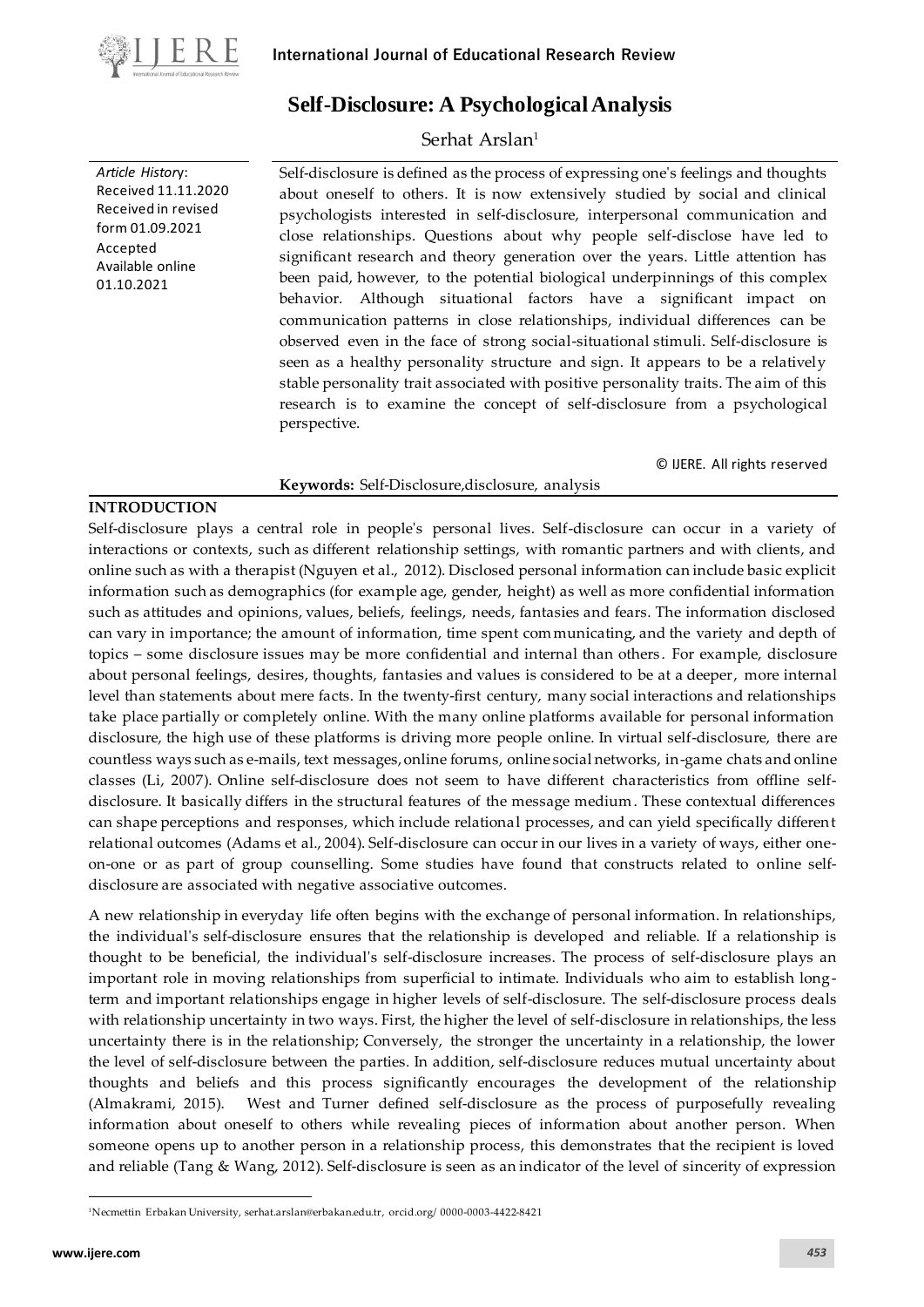# Self-Disclosure: A Psychological Analysis

Serhat Arslan[1]

*Article History*:
Received 11.11.2020
Received in revised form 01.09.2021
Accepted
Available online 01.10.2021

Self-disclosure is defined as the process of expressing one's feelings and thoughts about oneself to others. It is now extensively studied by social and clinical psychologists interested in self-disclosure, interpersonal communication and close relationships. Questions about why people self-disclose have led to significant research and theory generation over the years. Little attention has been paid, however, to the potential biological underpinnings of this complex behavior. Although situational factors have a significant impact on communication patterns in close relationships, individual differences can be observed even in the face of strong social-situational stimuli. Self-disclosure is seen as a healthy personality structure and sign. It appears to be a relatively stable personality trait associated with positive personality traits. The aim of this research is to examine the concept of self-disclosure from a psychological perspective.

© IJERE. All rights reserved

**Keywords:** Self-Disclosure,disclosure, analysis

## INTRODUCTION

Self-disclosure plays a central role in people's personal lives. Self-disclosure can occur in a variety of interactions or contexts, such as different relationship settings, with romantic partners and with clients, and online such as with a therapist (Nguyen et al., 2012). Disclosed personal information can include basic explicit information such as demographics (for example age, gender, height) as well as more confidential information such as attitudes and opinions, values, beliefs, feelings, needs, fantasies and fears. The information disclosed can vary in importance; the amount of information, time spent communicating, and the variety and depth of topics – some disclosure issues may be more confidential and internal than others. For example, disclosure about personal feelings, desires, thoughts, fantasies and values is considered to be at a deeper, more internal level than statements about mere facts. In the twenty-first century, many social interactions and relationships take place partially or completely online. With the many online platforms available for personal information disclosure, the high use of these platforms is driving more people online. In virtual self-disclosure, there are countless ways such as e-mails, text messages, online forums, online social networks, in-game chats and online classes (Li, 2007). Online self-disclosure does not seem to have different characteristics from offline self-disclosure. It basically differs in the structural features of the message medium. These contextual differences can shape perceptions and responses, which include relational processes, and can yield specifically different relational outcomes (Adams et al., 2004). Self-disclosure can occur in our lives in a variety of ways, either one-on-one or as part of group counselling. Some studies have found that constructs related to online self-disclosure are associated with negative associative outcomes.

A new relationship in everyday life often begins with the exchange of personal information. In relationships, the individual's self-disclosure ensures that the relationship is developed and reliable. If a relationship is thought to be beneficial, the individual's self-disclosure increases. The process of self-disclosure plays an important role in moving relationships from superficial to intimate. Individuals who aim to establish long-term and important relationships engage in higher levels of self-disclosure. The self-disclosure process deals with relationship uncertainty in two ways. First, the higher the level of self-disclosure in relationships, the less uncertainty there is in the relationship; Conversely, the stronger the uncertainty in a relationship, the lower the level of self-disclosure between the parties. In addition, self-disclosure reduces mutual uncertainty about thoughts and beliefs and this process significantly encourages the development of the relationship (Almakrami, 2015). West and Turner defined self-disclosure as the process of purposefully revealing information about oneself to others while revealing pieces of information about another person. When someone opens up to another person in a relationship process, this demonstrates that the recipient is loved and reliable (Tang & Wang, 2012). Self-disclosure is seen as an indicator of the level of sincerity of expression

---

[1]Necmettin Erbakan University, serhat.arslan@erbakan.edu.tr, orcid.org/ 0000-0003-4422-8421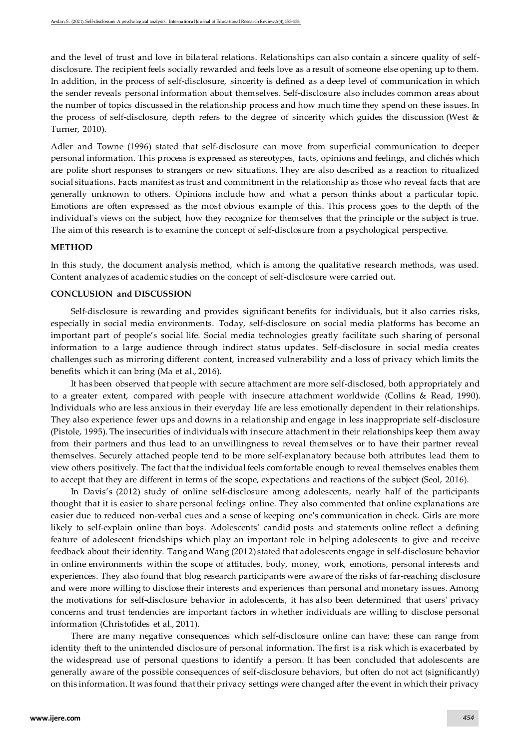and the level of trust and love in bilateral relations. Relationships can also contain a sincere quality of self-disclosure. The recipient feels socially rewarded and feels love as a result of someone else opening up to them. In addition, in the process of self-disclosure, sincerity is defined as a deep level of communication in which the sender reveals personal information about themselves. Self-disclosure also includes common areas about the number of topics discussed in the relationship process and how much time they spend on these issues. In the process of self-disclosure, depth refers to the degree of sincerity which guides the discussion (West & Turner, 2010).

Adler and Towne (1996) stated that self-disclosure can move from superficial communication to deeper personal information. This process is expressed as stereotypes, facts, opinions and feelings, and clichés which are polite short responses to strangers or new situations. They are also described as a reaction to ritualized social situations. Facts manifest as trust and commitment in the relationship as those who reveal facts that are generally unknown to others. Opinions include how and what a person thinks about a particular topic. Emotions are often expressed as the most obvious example of this. This process goes to the depth of the individual's views on the subject, how they recognize for themselves that the principle or the subject is true. The aim of this research is to examine the concept of self-disclosure from a psychological perspective.

## METHOD

In this study, the document analysis method, which is among the qualitative research methods, was used. Content analyzes of academic studies on the concept of self-disclosure were carried out.

## CONCLUSION and DISCUSSION

Self-disclosure is rewarding and provides significant benefits for individuals, but it also carries risks, especially in social media environments. Today, self-disclosure on social media platforms has become an important part of people's social life. Social media technologies greatly facilitate such sharing of personal information to a large audience through indirect status updates. Self-disclosure in social media creates challenges such as mirroring different content, increased vulnerability and a loss of privacy which limits the benefits which it can bring (Ma et al., 2016).

It has been observed that people with secure attachment are more self-disclosed, both appropriately and to a greater extent, compared with people with insecure attachment worldwide (Collins & Read, 1990). Individuals who are less anxious in their everyday life are less emotionally dependent in their relationships. They also experience fewer ups and downs in a relationship and engage in less inappropriate self-disclosure (Pistole, 1995). The insecurities of individuals with insecure attachment in their relationships keep them away from their partners and thus lead to an unwillingness to reveal themselves or to have their partner reveal themselves. Securely attached people tend to be more self-explanatory because both attributes lead them to view others positively. The fact that the individual feels comfortable enough to reveal themselves enables them to accept that they are different in terms of the scope, expectations and reactions of the subject (Seol, 2016).

In Davis's (2012) study of online self-disclosure among adolescents, nearly half of the participants thought that it is easier to share personal feelings online. They also commented that online explanations are easier due to reduced non-verbal cues and a sense of keeping one's communication in check. Girls are more likely to self-explain online than boys. Adolescents' candid posts and statements online reflect a defining feature of adolescent friendships which play an important role in helping adolescents to give and receive feedback about their identity. Tang and Wang (2012) stated that adolescents engage in self-disclosure behavior in online environments within the scope of attitudes, body, money, work, emotions, personal interests and experiences. They also found that blog research participants were aware of the risks of far-reaching disclosure and were more willing to disclose their interests and experiences than personal and monetary issues. Among the motivations for self-disclosure behavior in adolescents, it has also been determined that users' privacy concerns and trust tendencies are important factors in whether individuals are willing to disclose personal information (Christofides et al., 2011).

There are many negative consequences which self-disclosure online can have; these can range from identity theft to the unintended disclosure of personal information. The first is a risk which is exacerbated by the widespread use of personal questions to identify a person. It has been concluded that adolescents are generally aware of the possible consequences of self-disclosure behaviors, but often do not act (significantly) on this information. It was found that their privacy settings were changed after the event in which their privacy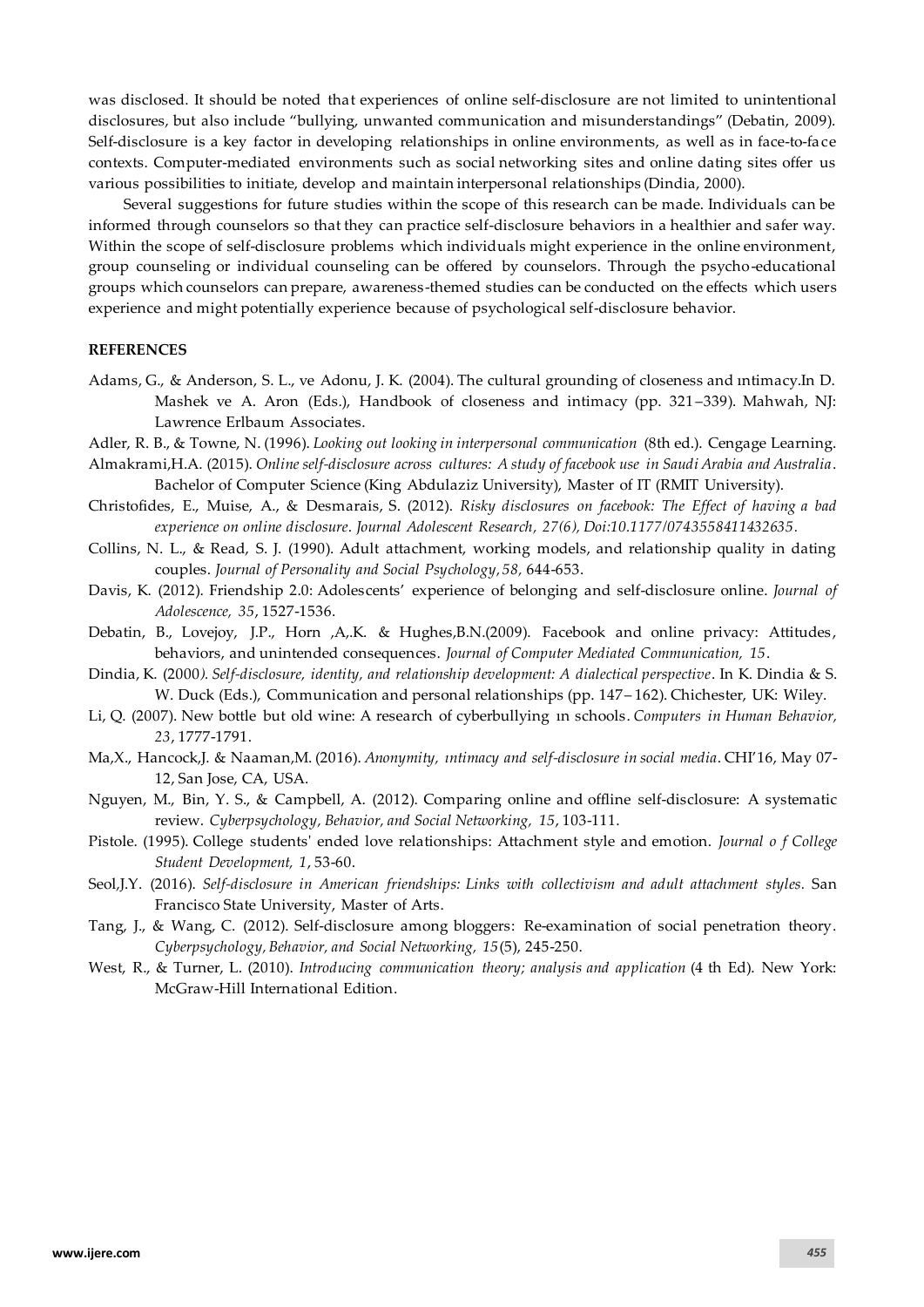was disclosed. It should be noted that experiences of online self-disclosure are not limited to unintentional disclosures, but also include "bullying, unwanted communication and misunderstandings" (Debatin, 2009). Self-disclosure is a key factor in developing relationships in online environments, as well as in face-to-face contexts. Computer-mediated environments such as social networking sites and online dating sites offer us various possibilities to initiate, develop and maintain interpersonal relationships (Dindia, 2000).

Several suggestions for future studies within the scope of this research can be made. Individuals can be informed through counselors so that they can practice self-disclosure behaviors in a healthier and safer way. Within the scope of self-disclosure problems which individuals might experience in the online environment, group counseling or individual counseling can be offered by counselors. Through the psycho-educational groups which counselors can prepare, awareness-themed studies can be conducted on the effects which users experience and might potentially experience because of psychological self-disclosure behavior.

## REFERENCES

Adams, G., & Anderson, S. L., ve Adonu, J. K. (2004). The cultural grounding of closeness and ıntimacy.In D. Mashek ve A. Aron (Eds.), Handbook of closeness and intimacy (pp. 321–339). Mahwah, NJ: Lawrence Erlbaum Associates.

Adler, R. B., & Towne, N. (1996). *Looking out looking in interpersonal communication* (8th ed.). Cengage Learning.

Almakrami,H.A. (2015). *Online self-disclosure across cultures: A study of facebook use in Saudi Arabia and Australia*. Bachelor of Computer Science (King Abdulaziz University), Master of IT (RMIT University).

Christofides, E., Muise, A., & Desmarais, S. (2012). *Risky disclosures on facebook: The Effect of having a bad experience on online disclosure*. *Journal Adolescent Research, 27(6), Doi:10.1177/0743558411432635*.

Collins, N. L., & Read, S. J. (1990). Adult attachment, working models, and relationship quality in dating couples. *Journal of Personality and Social Psychology, 58,* 644-653.

Davis, K. (2012). Friendship 2.0: Adolescents' experience of belonging and self-disclosure online. *Journal of Adolescence, 35*, 1527-1536.

Debatin, B., Lovejoy, J.P., Horn ,A,.K. & Hughes,B.N.(2009). Facebook and online privacy: Attitudes, behaviors, and unintended consequences. *Journal of Computer Mediated Communication, 15*.

Dindia, K. (2000*). Self-disclosure, identity, and relationship development: A dialectical perspective*. In K. Dindia & S. W. Duck (Eds.), Communication and personal relationships (pp. 147–162). Chichester, UK: Wiley.

Li, Q. (2007). New bottle but old wine: A research of cyberbullying ın schools. *Computers in Human Behavior, 23*, 1777-1791.

Ma,X., Hancock,J. & Naaman,M. (2016). *Anonymity, ıntimacy and self-disclosure in social media*. CHI'16, May 07-12, San Jose, CA, USA.

Nguyen, M., Bin, Y. S., & Campbell, A. (2012). Comparing online and offline self-disclosure: A systematic review. *Cyberpsychology, Behavior, and Social Networking, 15*, 103-111.

Pistole. (1995). College students' ended love relationships: Attachment style and emotion. *Journal o f College Student Development, 1*, 53-60.

Seol,J.Y. (2016). *Self-disclosure in American friendships: Links with collectivism and adult attachment styles.* San Francisco State University, Master of Arts.

Tang, J., & Wang, C. (2012). Self-disclosure among bloggers: Re-examination of social penetration theory. *Cyberpsychology, Behavior, and Social Networking, 15*(5), 245-250.

West, R., & Turner, L. (2010). *Introducing communication theory; analysis and application* (4 th Ed). New York: McGraw-Hill International Edition.